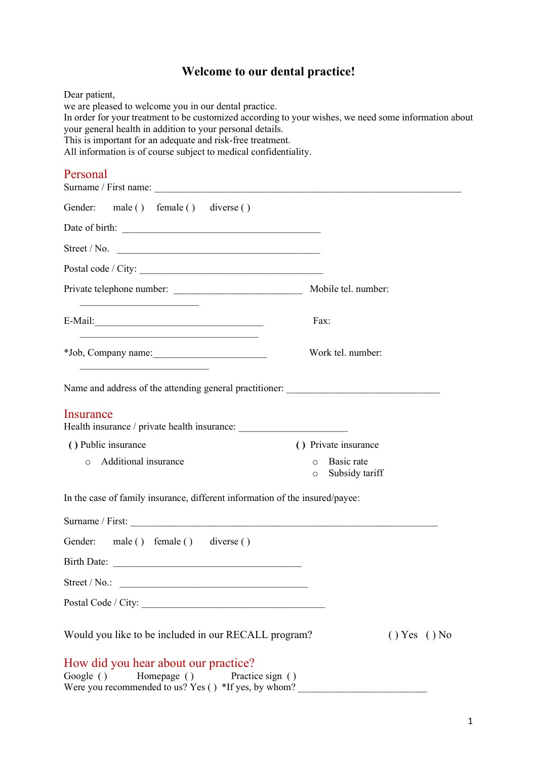# Welcome to our dental practice!

Dear patient,
we are pleased to welcome you in our dental practice.
In order for your treatment to be customized according to your wishes, we need some information about your general health in addition to your personal details.
This is important for an adequate and risk-free treatment.
All information is of course subject to medical confidentiality.

## Personal

Surname / First name: ______________________________________________________________

Gender: male ( ) female ( ) diverse ( )

Date of birth: ________________________________________

Street / No. _________________________________________

Postal code / City: _____________________________________

Private telephone number: __________________________ Mobile tel. number: ________________________

E-Mail:__________________________________ Fax: ____________________________________

*Job, Company name:_______________________ Work tel. number: __________________________

Name and address of the attending general practitioner: _______________________________

## Insurance

Health insurance / private health insurance: ______________________

( ) Public insurance

- Additional insurance

( ) Private insurance

- Basic rate
- Subsidy tariff

In the case of family insurance, different information of the insured/payee:

Surname / First: ______________________________________________________________

Gender: male ( ) female ( ) diverse ( )

Birth Date: ______________________________________

Street / No.: ______________________________________

Postal Code / City: _____________________________________

Would you like to be included in our RECALL program? ( ) Yes ( ) No

## How did you hear about our practice?

Google ( ) Homepage ( ) Practice sign ( )
Were you recommended to us? Yes ( ) *If yes, by whom? __________________________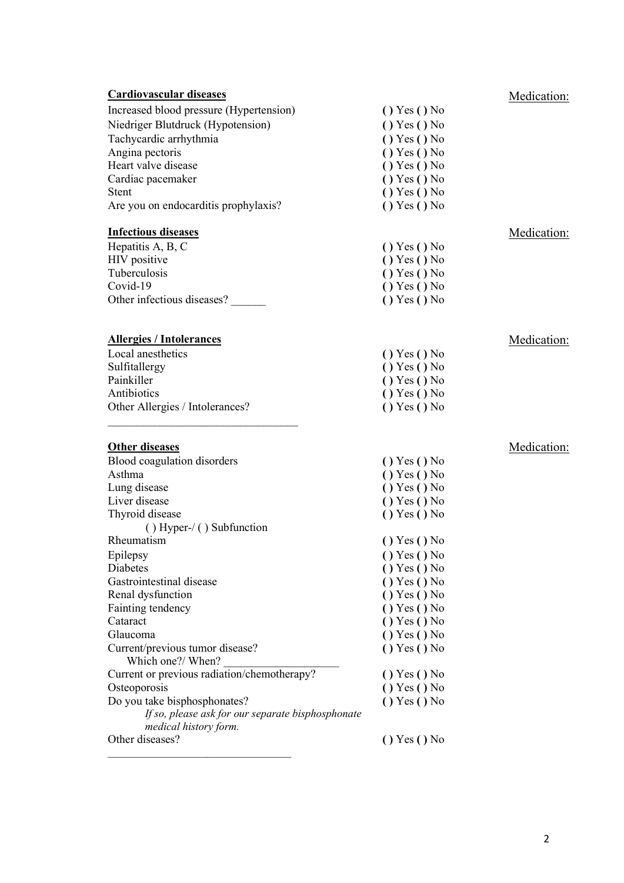**Cardiovascular diseases**

Medication:

Increased blood pressure (Hypertension) ( ) Yes ( ) No
Niedriger Blutdruck (Hypotension) ( ) Yes ( ) No
Tachycardic arrhythmia ( ) Yes ( ) No
Angina pectoris ( ) Yes ( ) No
Heart valve disease ( ) Yes ( ) No
Cardiac pacemaker ( ) Yes ( ) No
Stent ( ) Yes ( ) No
Are you on endocarditis prophylaxis? ( ) Yes ( ) No

**Infectious diseases**

Medication:

Hepatitis A, B, C ( ) Yes ( ) No
HIV positive ( ) Yes ( ) No
Tuberculosis ( ) Yes ( ) No
Covid-19 ( ) Yes ( ) No
Other infectious diseases? ______ ( ) Yes ( ) No

**Allergies / Intolerances**

Medication:

Local anesthetics ( ) Yes ( ) No
Sulfitallergy ( ) Yes ( ) No
Painkiller ( ) Yes ( ) No
Antibiotics ( ) Yes ( ) No
Other Allergies / Intolerances? ( ) Yes ( ) No

________________________________

**Other diseases**

Medication:

Blood coagulation disorders ( ) Yes ( ) No
Asthma ( ) Yes ( ) No
Lung disease ( ) Yes ( ) No
Liver disease ( ) Yes ( ) No
Thyroid disease ( ) Yes ( ) No
( ) Hyper-/ ( ) Subfunction
Rheumatism ( ) Yes ( ) No
Epilepsy ( ) Yes ( ) No
Diabetes ( ) Yes ( ) No
Gastrointestinal disease ( ) Yes ( ) No
Renal dysfunction ( ) Yes ( ) No
Fainting tendency ( ) Yes ( ) No
Cataract ( ) Yes ( ) No
Glaucoma ( ) Yes ( ) No
Current/previous tumor disease? ( ) Yes ( ) No
Which one?/ When? ____________________
Current or previous radiation/chemotherapy? ( ) Yes ( ) No
Osteoporosis ( ) Yes ( ) No
Do you take bisphosphonates? ( ) Yes ( ) No
*If so, please ask for our separate bisphosphonate medical history form.*
Other diseases? ( ) Yes ( ) No

________________________________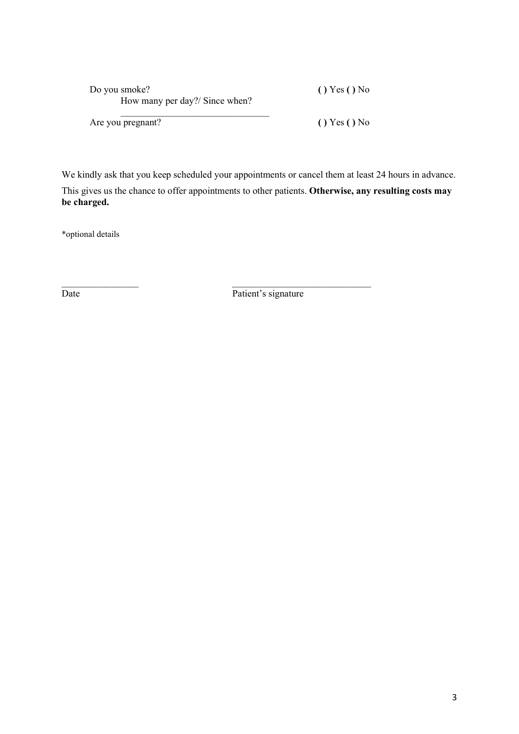Do you smoke? **( )** Yes **( )** No

How many per day?/ Since when?

________________________________

Are you pregnant? **( )** Yes **( )** No

We kindly ask that you keep scheduled your appointments or cancel them at least 24 hours in advance.

This gives us the chance to offer appointments to other patients. **Otherwise, any resulting costs may be charged.**

*optional details

_________________ ________________________________

Date Patient's signature